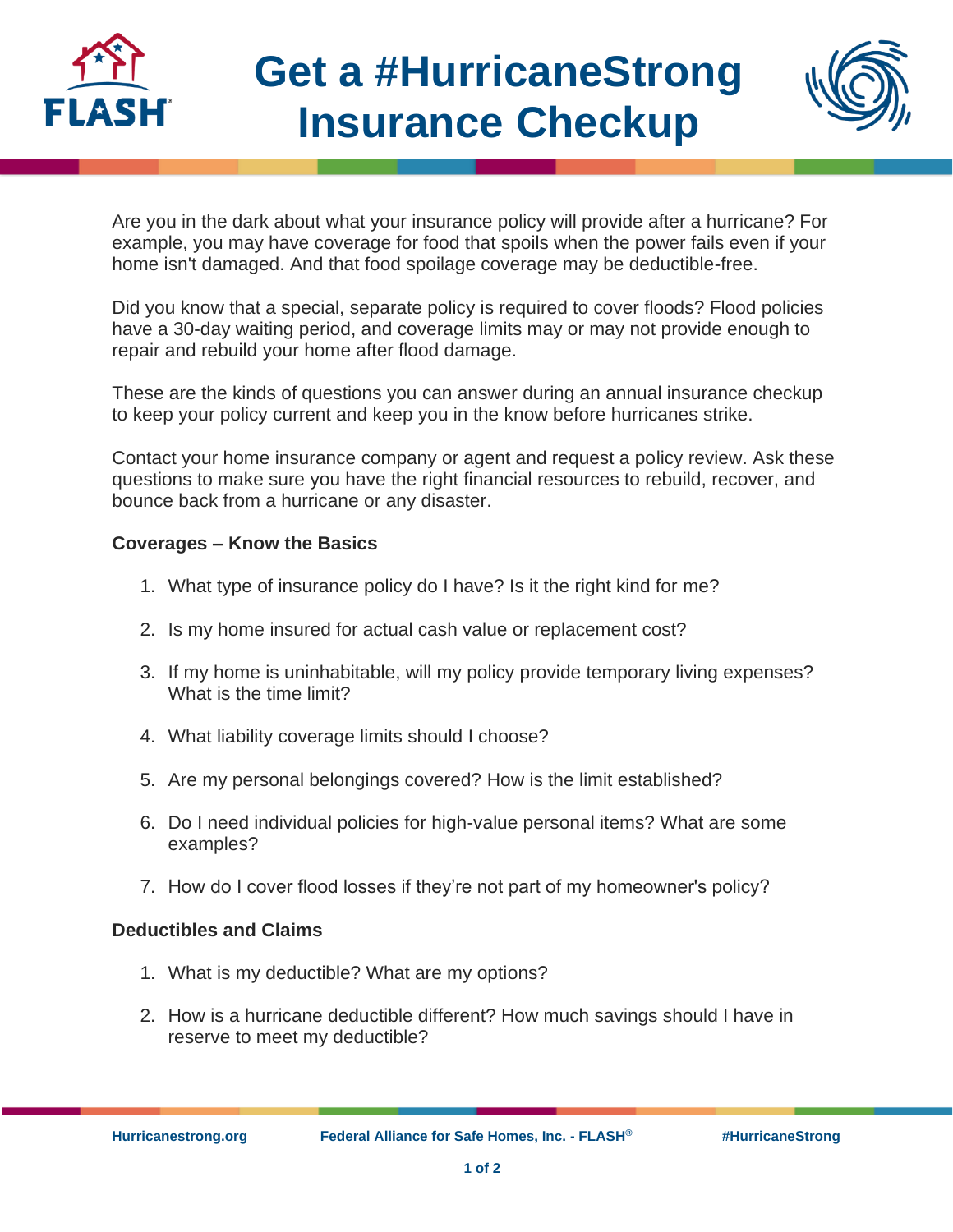# Get a #HurricaneStrong Insurance Checkup

Are you in the dark about what your insurance policy will provide after a hurricane? For example, you may have coverage for food that spoils when the power fails even if your home isn't damaged. And that food spoilage coverage may be deductible-free.

Did you know that a special, separate policy is required to cover floods? Flood policies have a 30-day waiting period, and coverage limits may or may not provide enough to repair and rebuild your home after flood damage.

These are the kinds of questions you can answer during an annual insurance checkup to keep your policy current and keep you in the know before hurricanes strike.

Contact your home insurance company or agent and request a policy review. Ask these questions to make sure you have the right financial resources to rebuild, recover, and bounce back from a hurricane or any disaster.

**Coverages – Know the Basics**

1. What type of insurance policy do I have? Is it the right kind for me?
2. Is my home insured for actual cash value or replacement cost?
3. If my home is uninhabitable, will my policy provide temporary living expenses? What is the time limit?
4. What liability coverage limits should I choose?
5. Are my personal belongings covered? How is the limit established?
6. Do I need individual policies for high-value personal items? What are some examples?
7. How do I cover flood losses if they're not part of my homeowner's policy?

**Deductibles and Claims**

1. What is my deductible? What are my options?
2. How is a hurricane deductible different? How much savings should I have in reserve to meet my deductible?

Hurricanestrong.org Federal Alliance for Safe Homes, Inc. - FLASH® #HurricaneStrong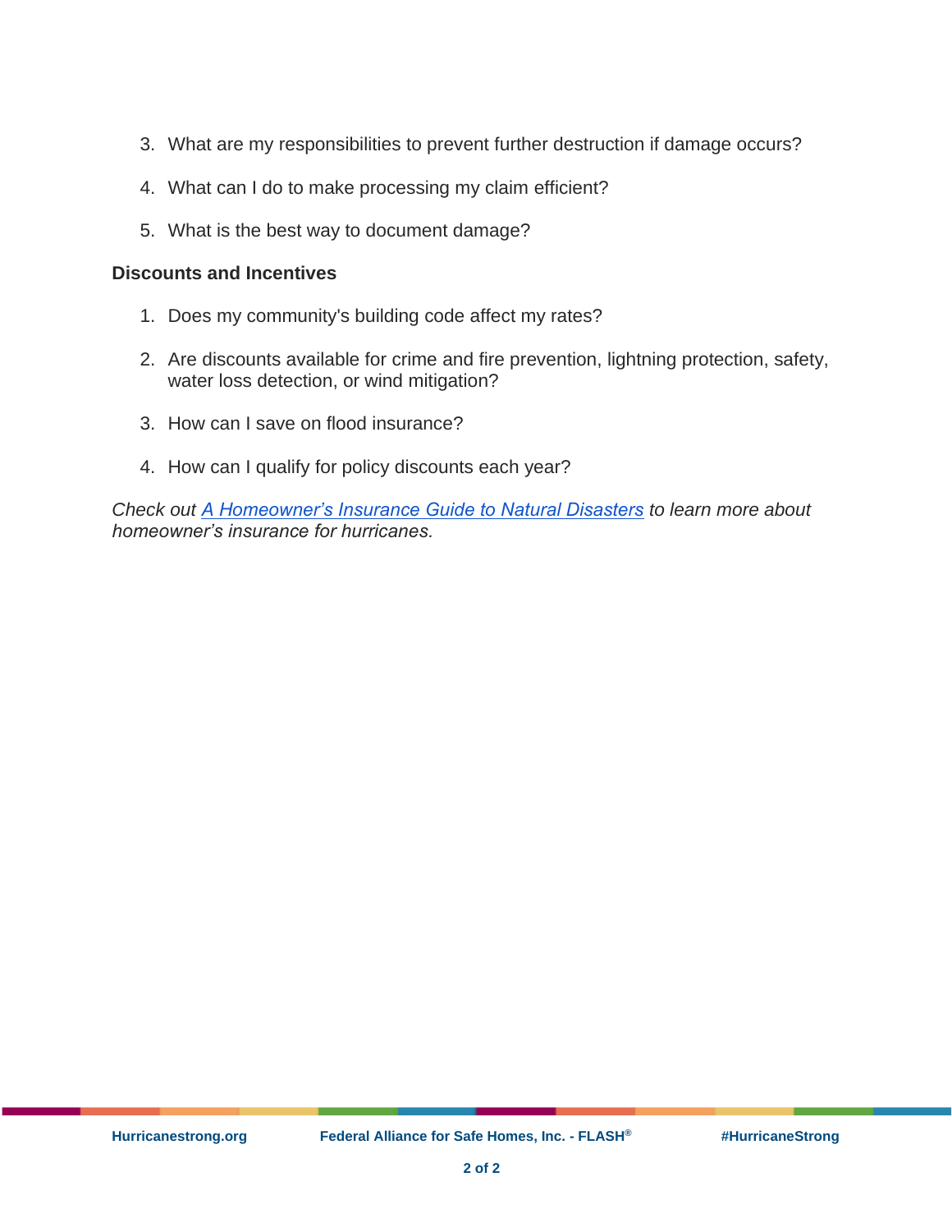3. What are my responsibilities to prevent further destruction if damage occurs?
4. What can I do to make processing my claim efficient?
5. What is the best way to document damage?

**Discounts and Incentives**

1. Does my community's building code affect my rates?
2. Are discounts available for crime and fire prevention, lightning protection, safety, water loss detection, or wind mitigation?
3. How can I save on flood insurance?
4. How can I qualify for policy discounts each year?

*Check out A Homeowner's Insurance Guide to Natural Disasters to learn more about homeowner's insurance for hurricanes.*

Hurricanestrong.org | Federal Alliance for Safe Homes, Inc. - FLASH® | #HurricaneStrong